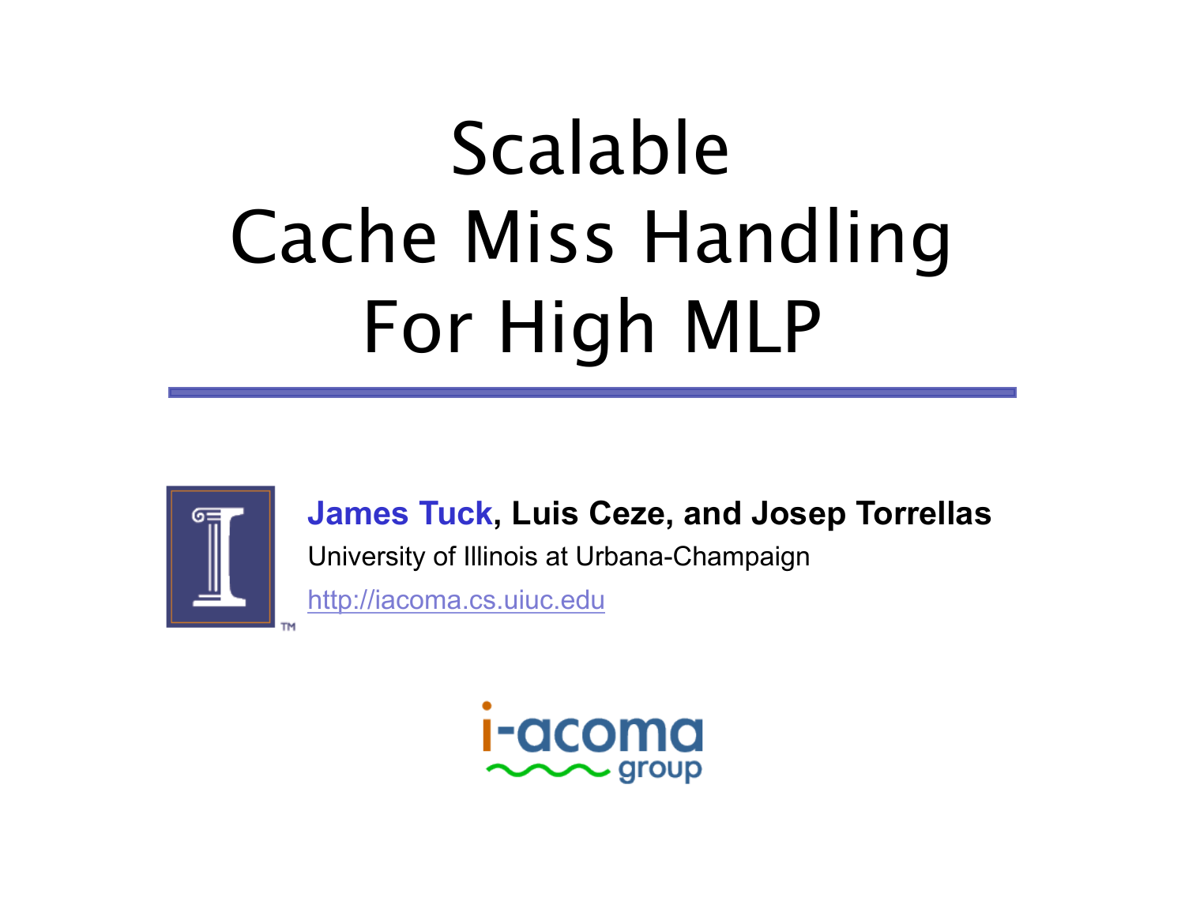# Scalable Cache Miss Handling For High MLP

**James Tuck, Luis Ceze, and Josep Torrellas**

University of Illinois at Urbana-Champaign

http://iacoma.cs.uiuc.edu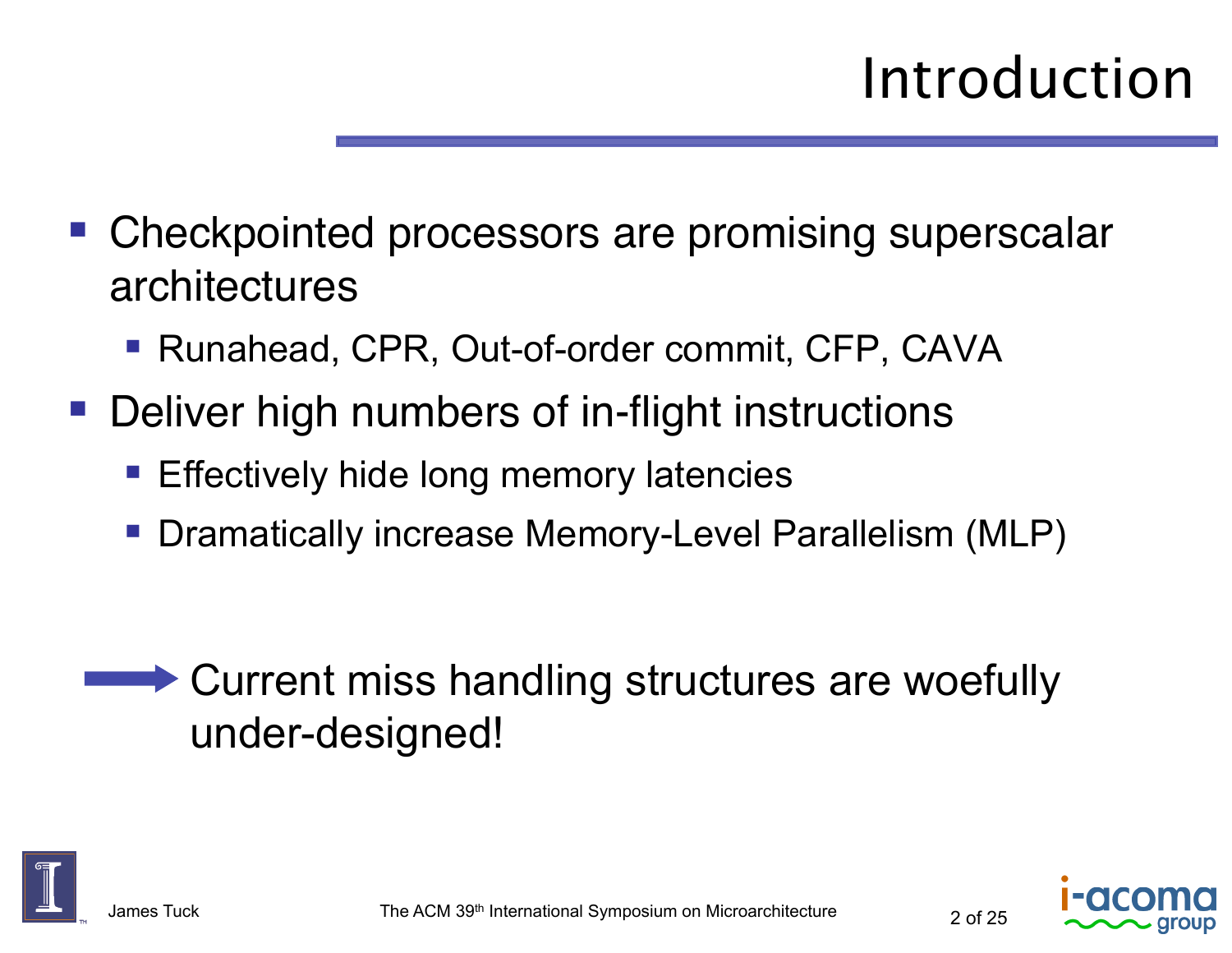# Introduction

- Checkpointed processors are promising superscalar architectures
  - Runahead, CPR, Out-of-order commit, CFP, CAVA
- Deliver high numbers of in-flight instructions
  - Effectively hide long memory latencies
  - Dramatically increase Memory-Level Parallelism (MLP)

→ Current miss handling structures are woefully under-designed!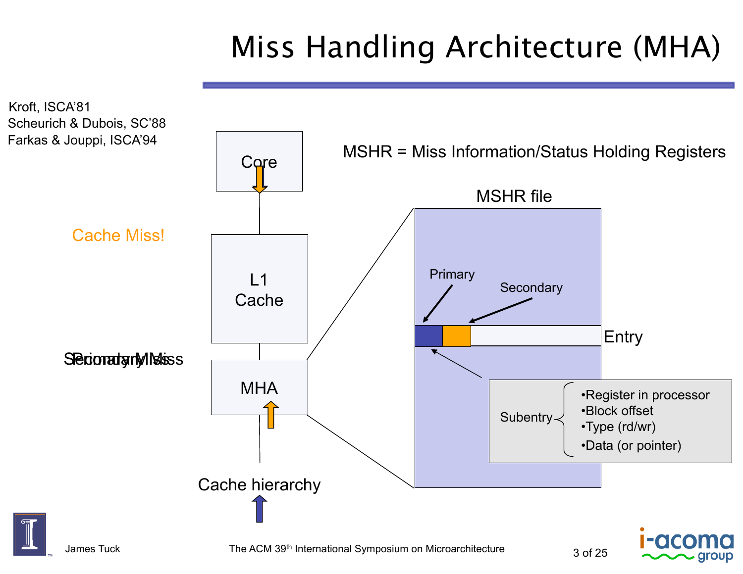# Miss Handling Architecture (MHA)

Kroft, ISCA'81
Scheurich & Dubois, SC'88
Farkas & Jouppi, ISCA'94

MSHR = Miss Information/Status Holding Registers

Core

Cache Miss!

L1 Cache

Primary Miss / Secondary Miss

MHA

Cache hierarchy

MSHR file

Primary

Secondary

Entry

Subentry
- Register in processor
- Block offset
- Type (rd/wr)
- Data (or pointer)

James Tuck

The ACM 39th International Symposium on Microarchitecture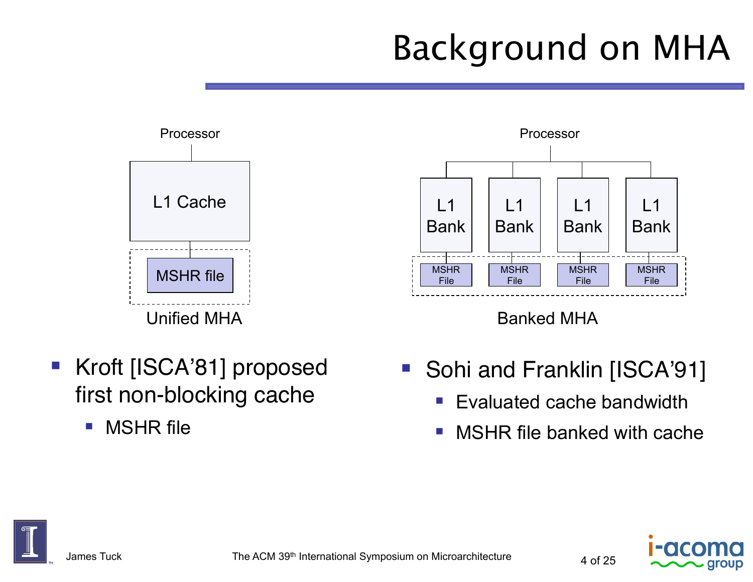# Background on MHA

Processor

L1 Cache

MSHR file

Unified MHA

Processor

L1 Bank | L1 Bank | L1 Bank | L1 Bank

MSHR File | MSHR File | MSHR File | MSHR File

Banked MHA

- Kroft [ISCA'81] proposed first non-blocking cache
  - MSHR file

- Sohi and Franklin [ISCA'91]
  - Evaluated cache bandwidth
  - MSHR file banked with cache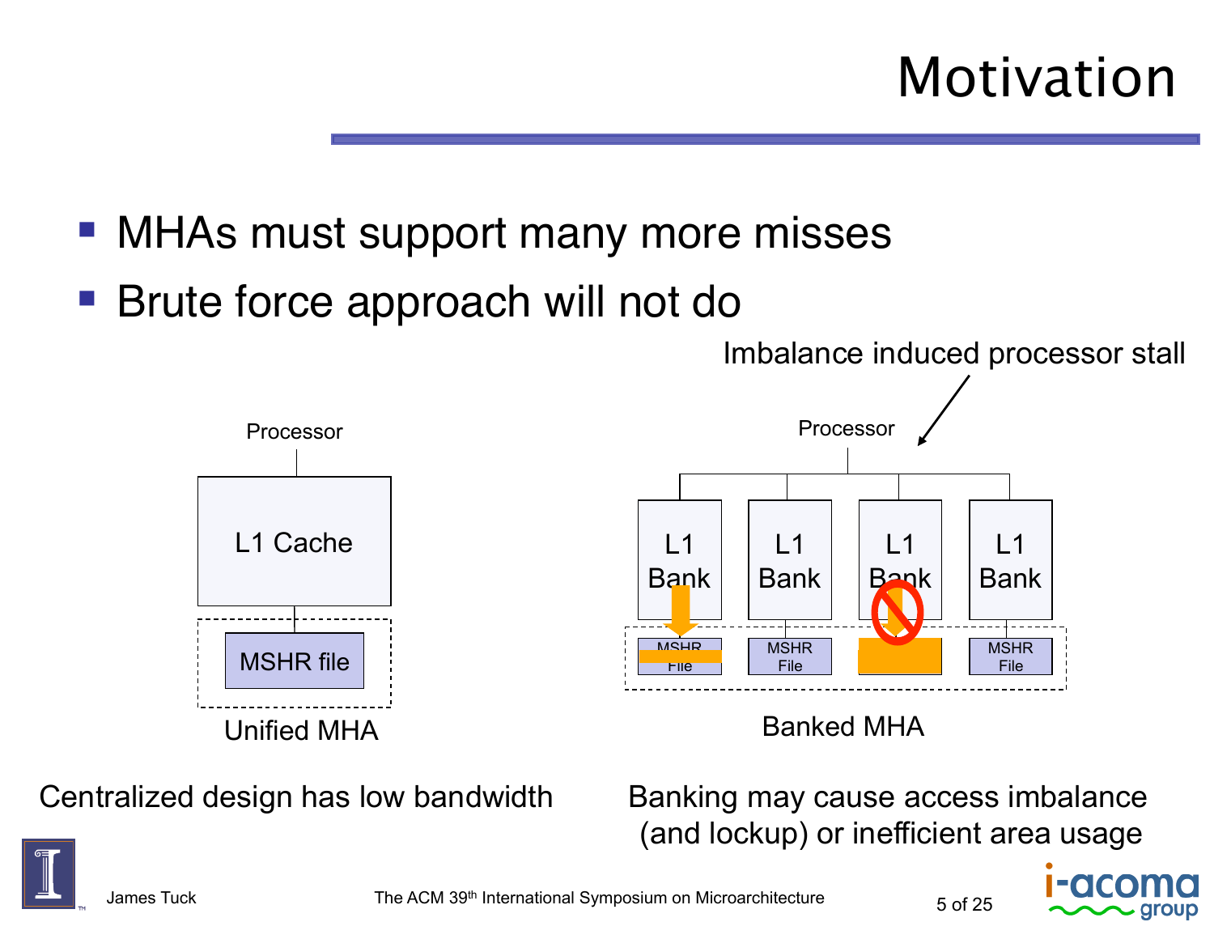# Motivation

- MHAs must support many more misses
- Brute force approach will not do

Imbalance induced processor stall

Processor

L1 Cache

MSHR file

Unified MHA

Processor

L1 Bank | L1 Bank | L1 Bank | L1 Bank

MSHR File | MSHR File | MSHR File | MSHR File

Banked MHA

Centralized design has low bandwidth

Banking may cause access imbalance (and lockup) or inefficient area usage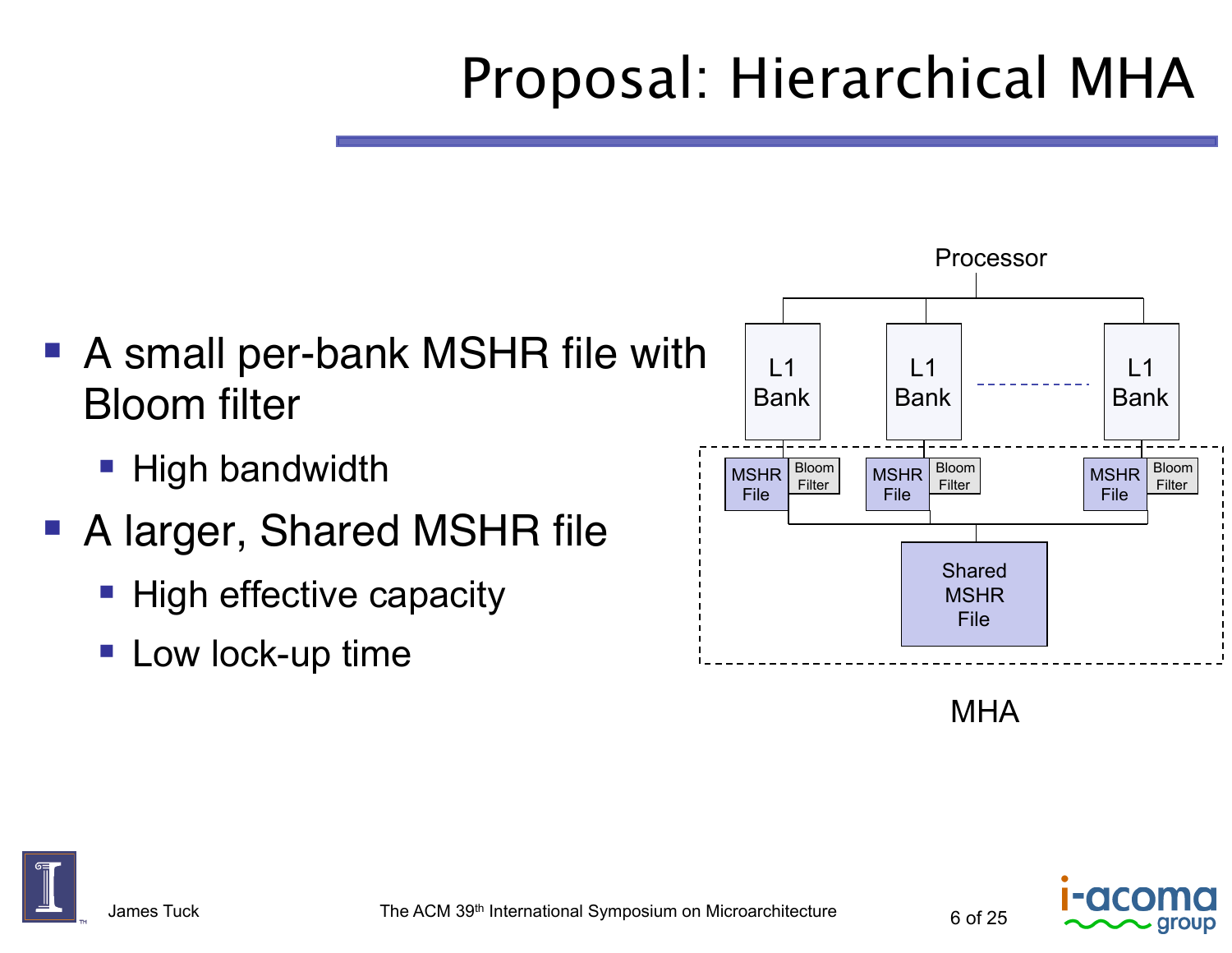# Proposal: Hierarchical MHA

- A small per-bank MSHR file with Bloom filter
  - High bandwidth
- A larger, Shared MSHR file
  - High effective capacity
  - Low lock-up time

Processor

L1 Bank | L1 Bank | ... | L1 Bank

MSHR File, Bloom Filter | MSHR File, Bloom Filter | MSHR File, Bloom Filter

Shared MSHR File

MHA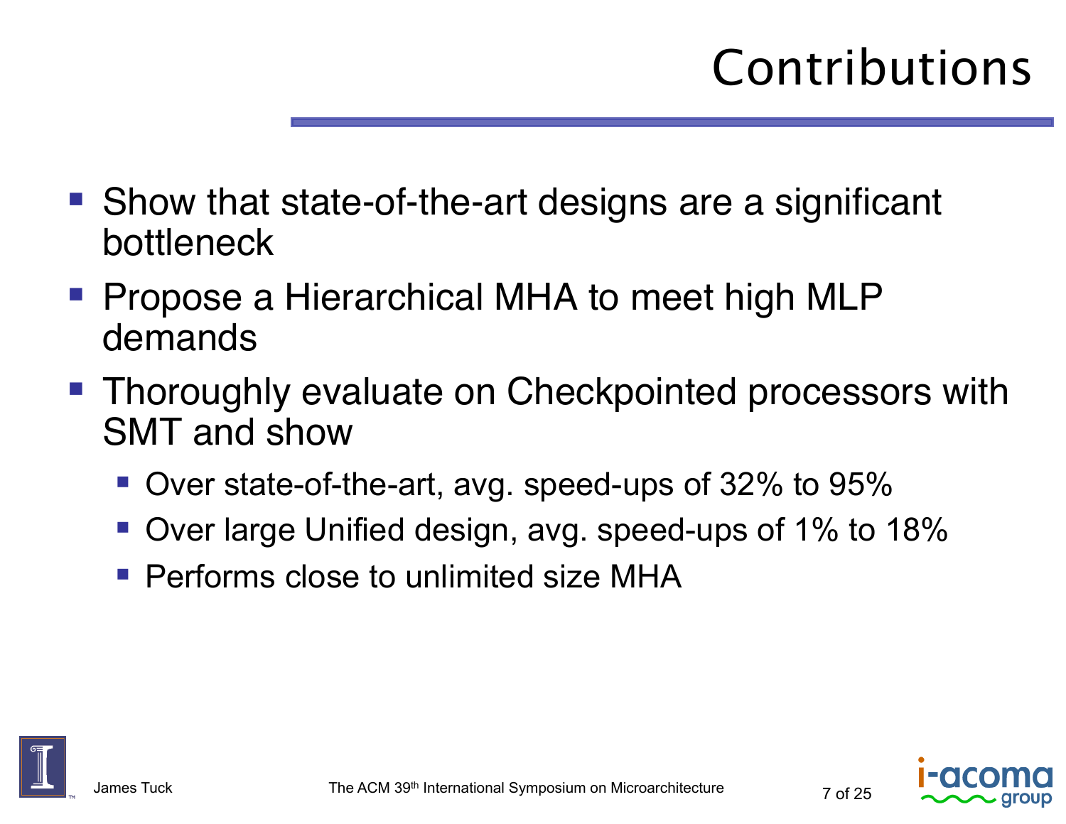# Contributions

- Show that state-of-the-art designs are a significant bottleneck
- Propose a Hierarchical MHA to meet high MLP demands
- Thoroughly evaluate on Checkpointed processors with SMT and show
  - Over state-of-the-art, avg. speed-ups of 32% to 95%
  - Over large Unified design, avg. speed-ups of 1% to 18%
  - Performs close to unlimited size MHA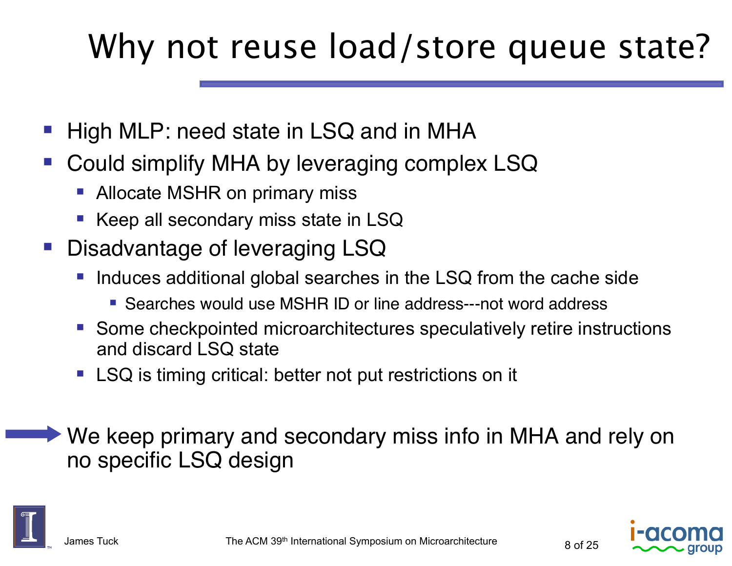# Why not reuse load/store queue state?

- High MLP: need state in LSQ and in MHA
- Could simplify MHA by leveraging complex LSQ
  - Allocate MSHR on primary miss
  - Keep all secondary miss state in LSQ
- Disadvantage of leveraging LSQ
  - Induces additional global searches in the LSQ from the cache side
    - Searches would use MSHR ID or line address---not word address
  - Some checkpointed microarchitectures speculatively retire instructions and discard LSQ state
  - LSQ is timing critical: better not put restrictions on it

→ We keep primary and secondary miss info in MHA and rely on no specific LSQ design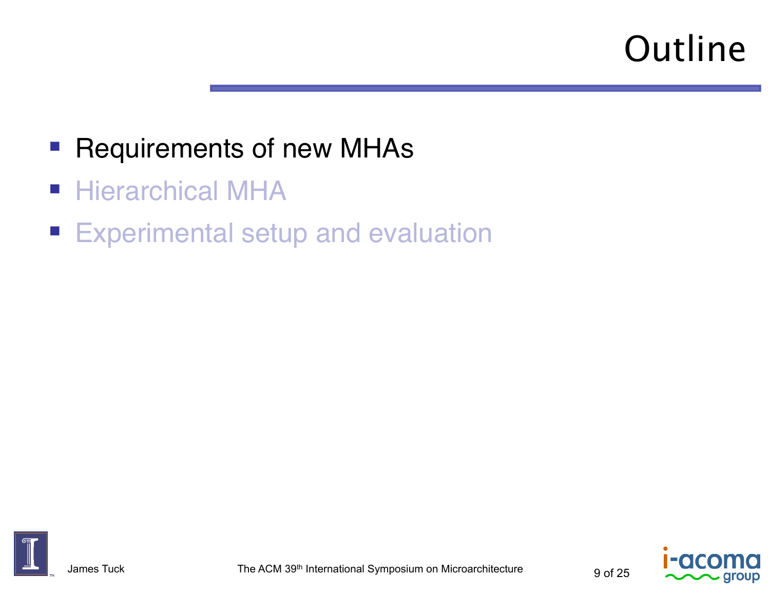# Outline

- Requirements of new MHAs
- Hierarchical MHA
- Experimental setup and evaluation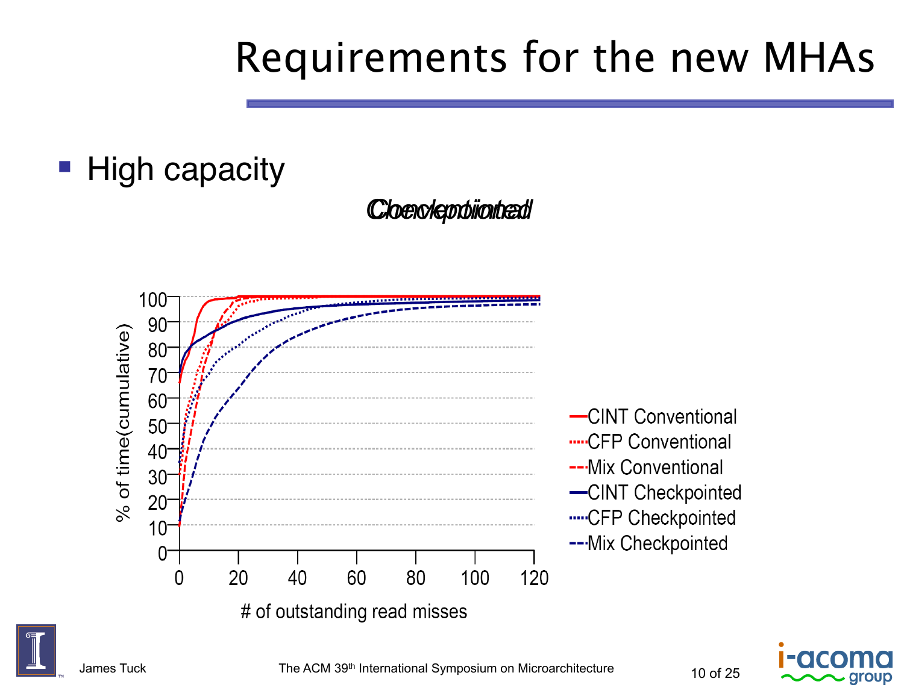# Requirements for the new MHAs

- High capacity

*Checkpointed* / *Conventional*

% of time(cumulative) vs. # of outstanding read misses

Y-axis: 0, 10, 20, 30, 40, 50, 60, 70, 80, 90, 100

X-axis: 0, 20, 40, 60, 80, 100, 120

Legend:
- CINT Conventional
- CFP Conventional
- Mix Conventional
- CINT Checkpointed
- CFP Checkpointed
- Mix Checkpointed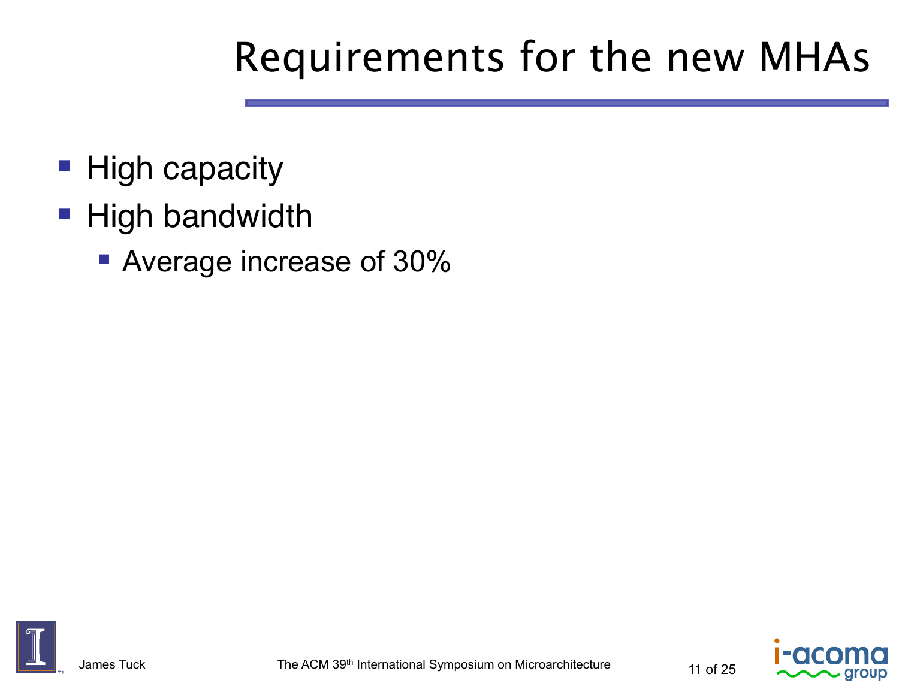# Requirements for the new MHAs

- High capacity
- High bandwidth
  - Average increase of 30%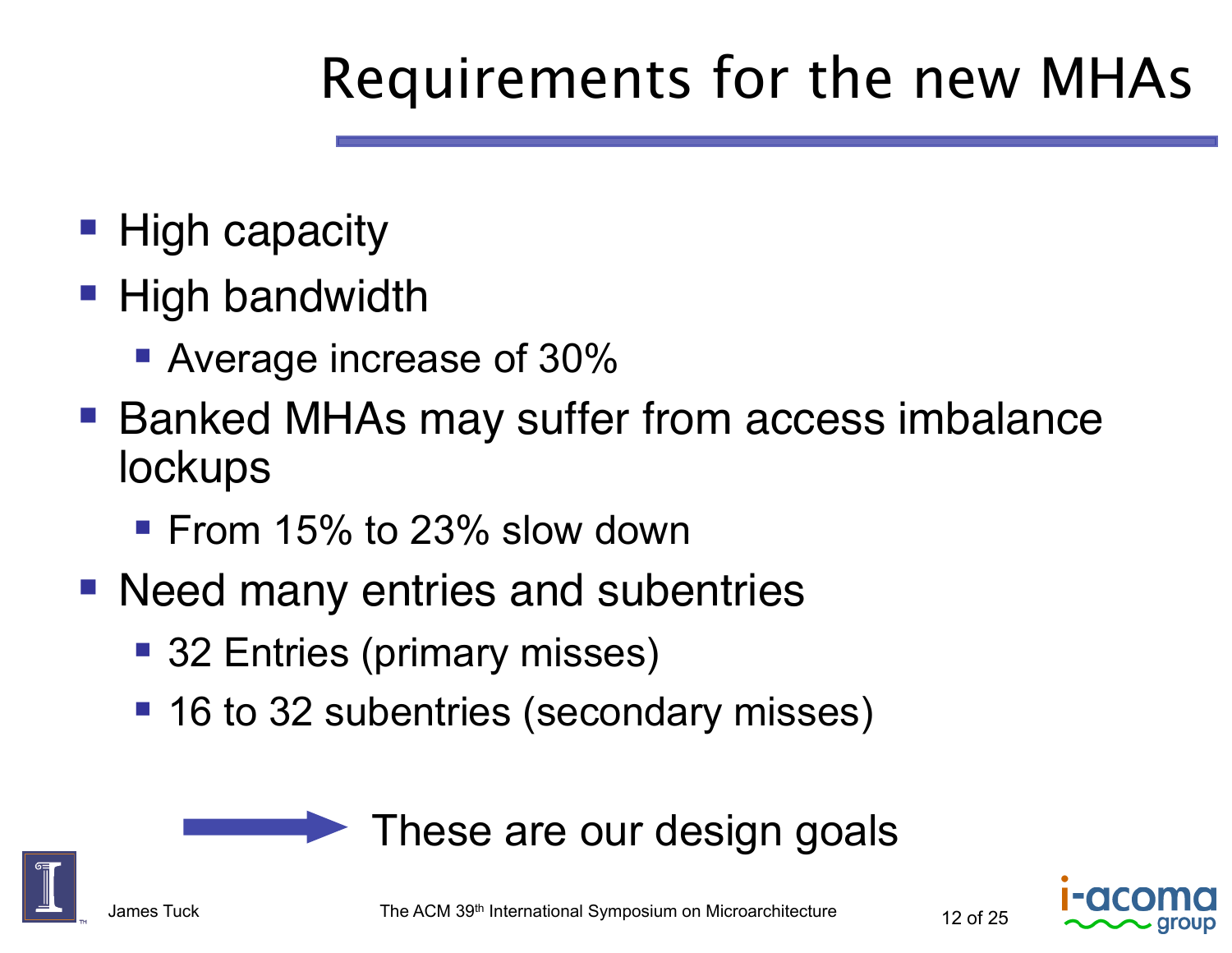# Requirements for the new MHAs

- High capacity
- High bandwidth
  - Average increase of 30%
- Banked MHAs may suffer from access imbalance lockups
  - From 15% to 23% slow down
- Need many entries and subentries
  - 32 Entries (primary misses)
  - 16 to 32 subentries (secondary misses)

→ These are our design goals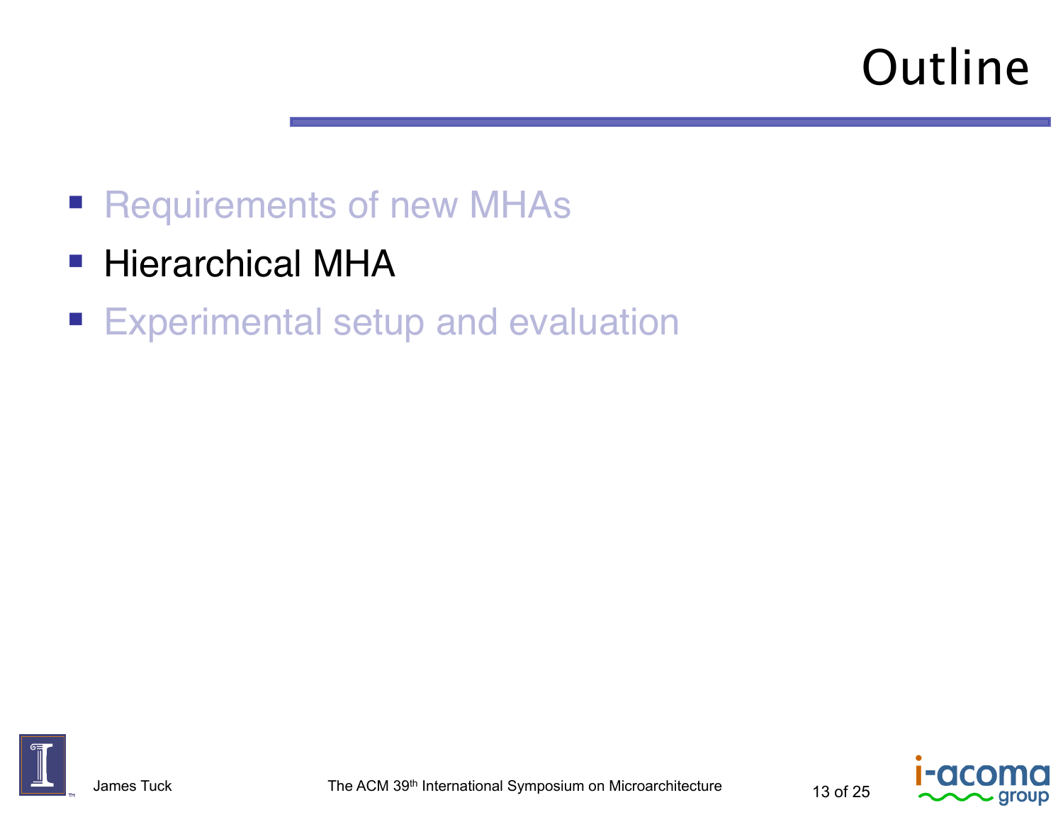# Outline

- Requirements of new MHAs
- Hierarchical MHA
- Experimental setup and evaluation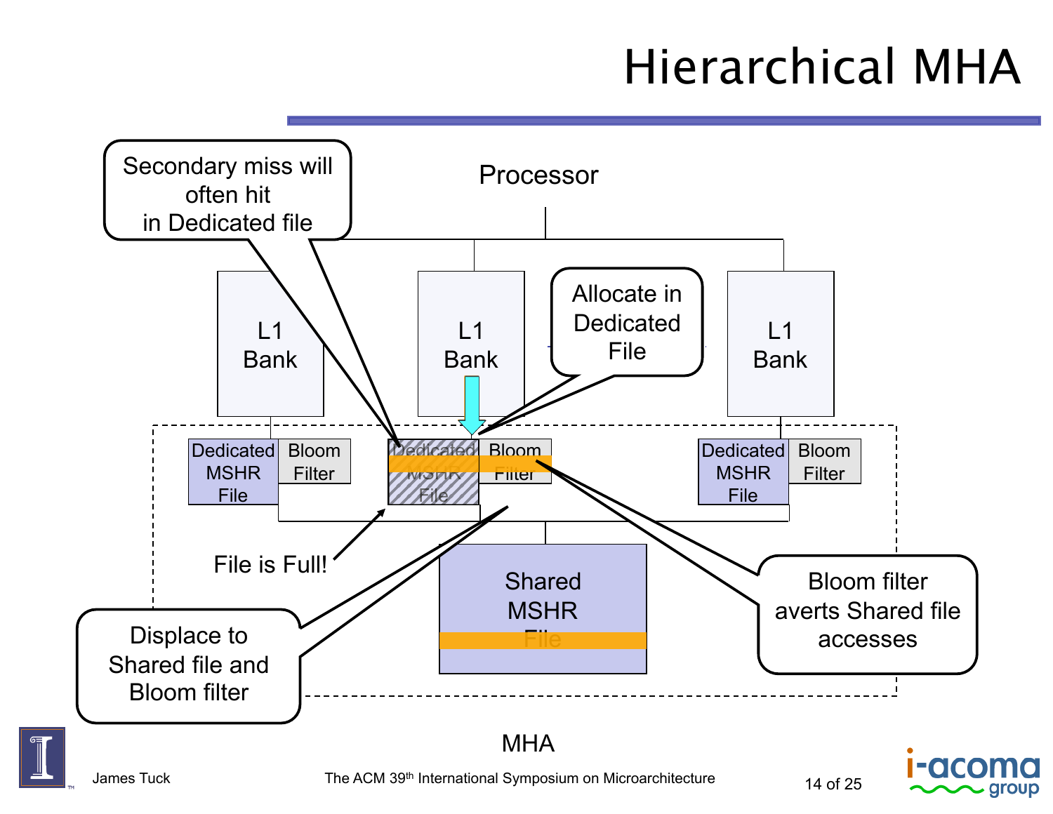# Hierarchical MHA

Processor

L1 Bank

L1 Bank

L1 Bank

Dedicated MSHR File

Bloom Filter

Dedicated MSHR File

Bloom Filter

Dedicated MSHR File

Bloom Filter

Shared MSHR File

MHA

Secondary miss will often hit in Dedicated file

Allocate in Dedicated File

File is Full!

Displace to Shared file and Bloom filter

Bloom filter averts Shared file accesses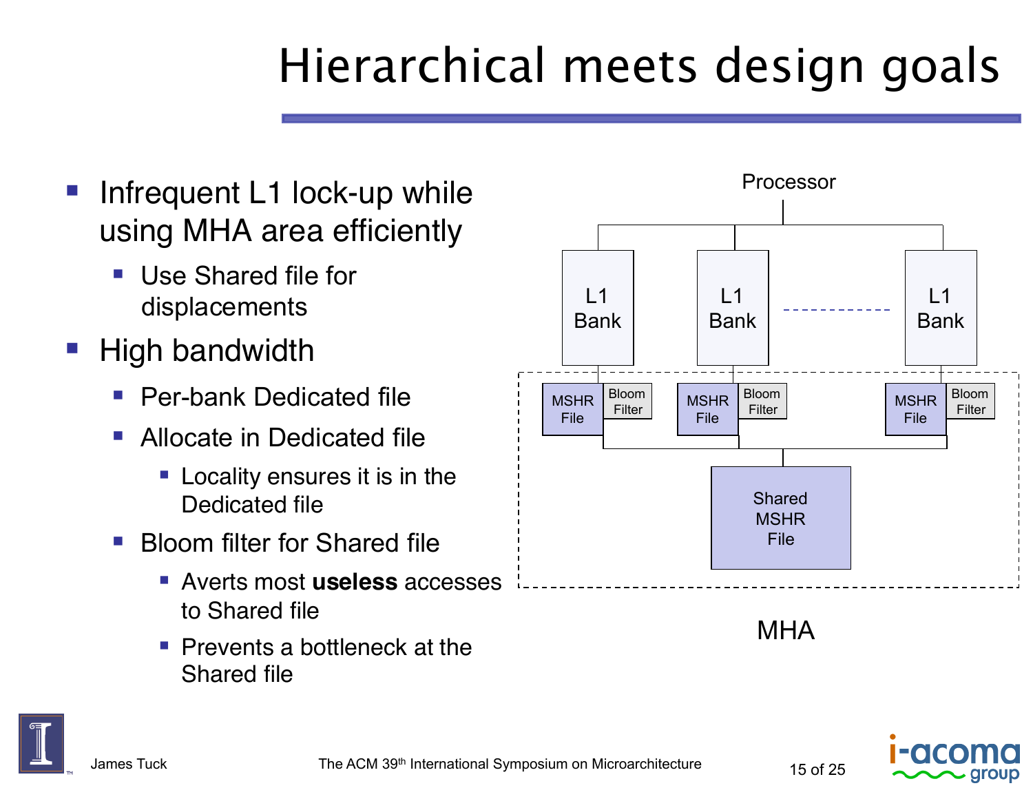# Hierarchical meets design goals

- Infrequent L1 lock-up while using MHA area efficiently
  - Use Shared file for displacements
- High bandwidth
  - Per-bank Dedicated file
  - Allocate in Dedicated file
    - Locality ensures it is in the Dedicated file
  - Bloom filter for Shared file
    - Averts most **useless** accesses to Shared file
    - Prevents a bottleneck at the Shared file

Processor

L1 Bank | L1 Bank | L1 Bank

MSHR File | Bloom Filter

Shared MSHR File

MHA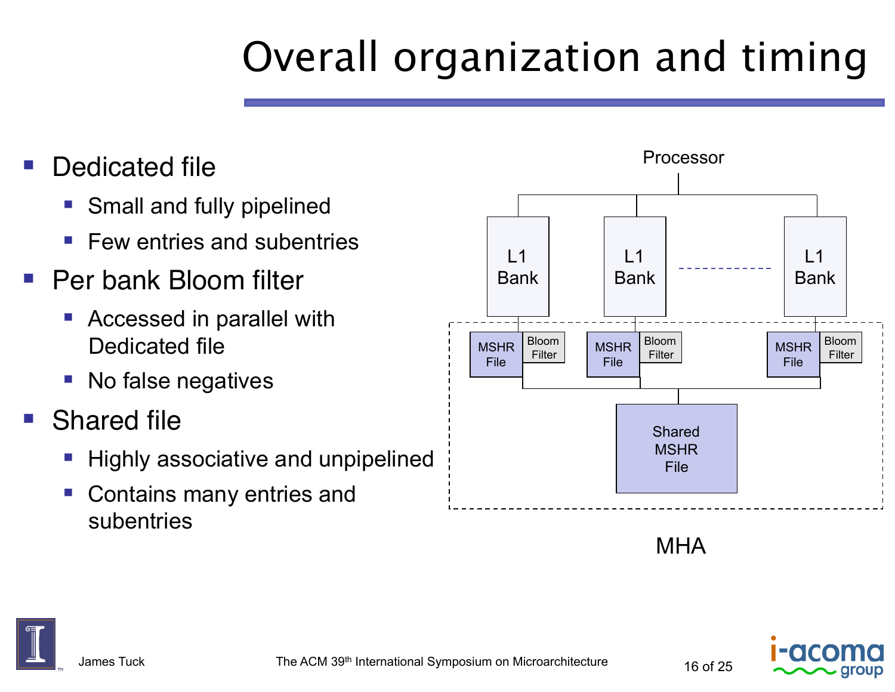# Overall organization and timing

- Dedicated file
  - Small and fully pipelined
  - Few entries and subentries
- Per bank Bloom filter
  - Accessed in parallel with Dedicated file
  - No false negatives
- Shared file
  - Highly associative and unpipelined
  - Contains many entries and subentries

Processor

L1 Bank | L1 Bank | L1 Bank

MSHR File | Bloom Filter

Shared MSHR File

MHA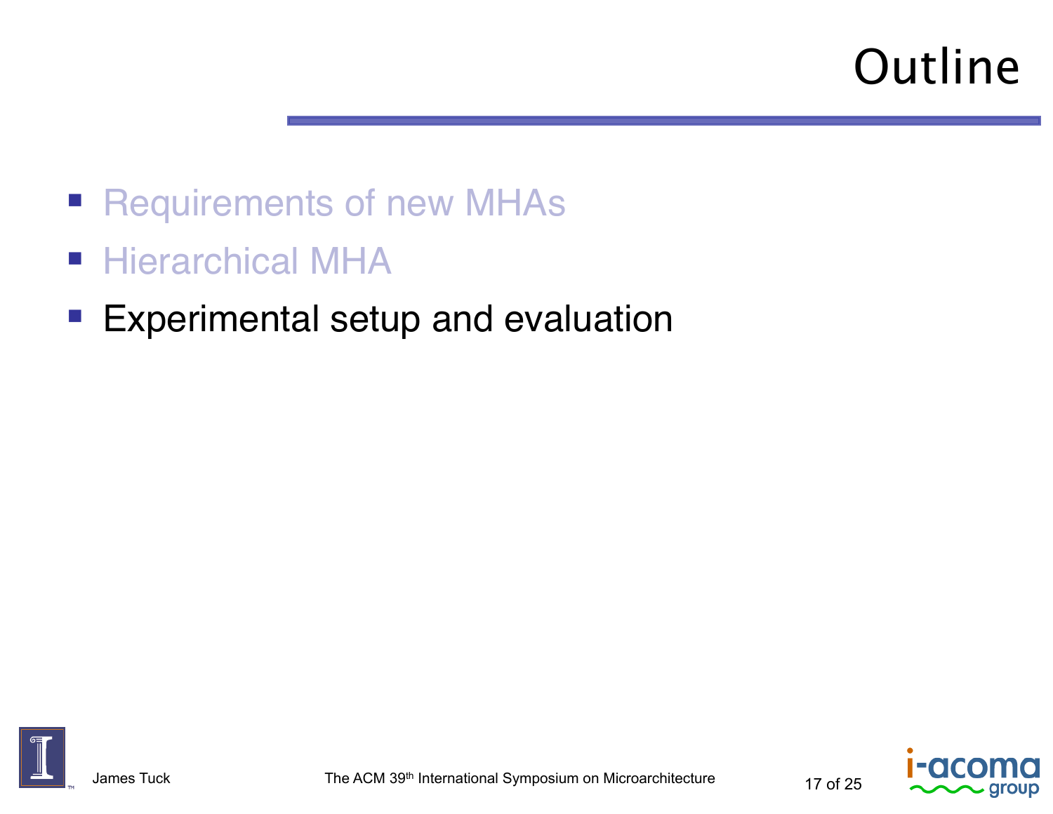# Outline

- Requirements of new MHAs
- Hierarchical MHA
- Experimental setup and evaluation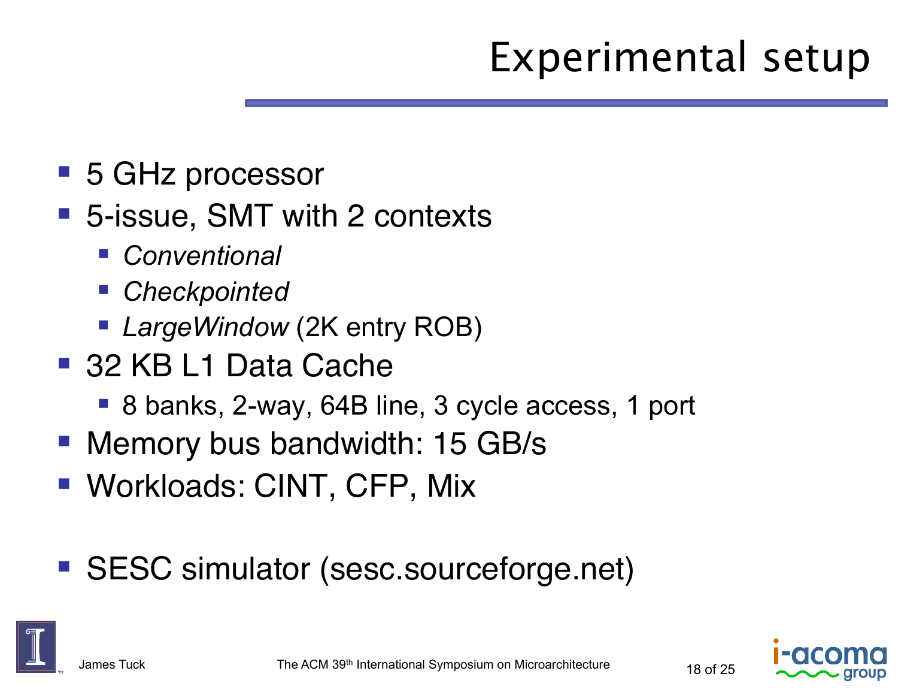# Experimental setup

- 5 GHz processor
- 5-issue, SMT with 2 contexts
  - *Conventional*
  - *Checkpointed*
  - *LargeWindow* (2K entry ROB)
- 32 KB L1 Data Cache
  - 8 banks, 2-way, 64B line, 3 cycle access, 1 port
- Memory bus bandwidth: 15 GB/s
- Workloads: CINT, CFP, Mix

- SESC simulator (sesc.sourceforge.net)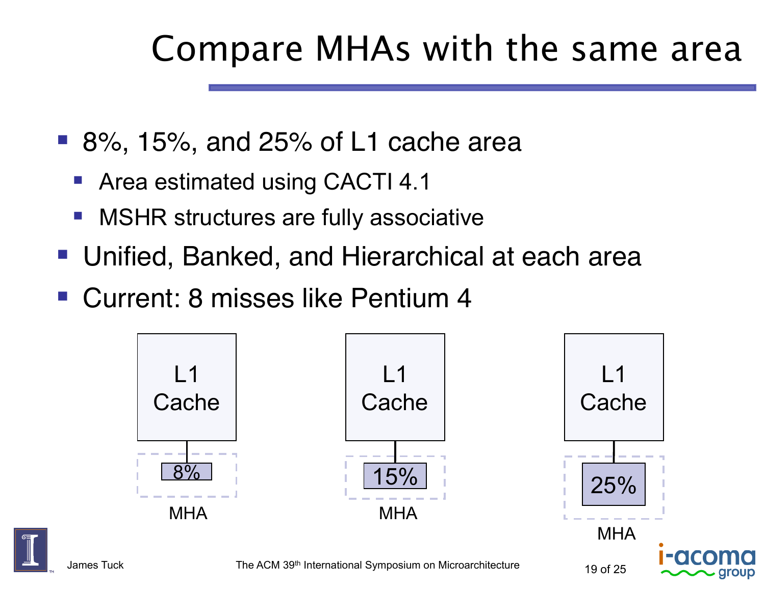# Compare MHAs with the same area

- 8%, 15%, and 25% of L1 cache area
  - Area estimated using CACTI 4.1
  - MSHR structures are fully associative
- Unified, Banked, and Hierarchical at each area
- Current: 8 misses like Pentium 4

L1 Cache — 8% MHA

L1 Cache — 15% MHA

L1 Cache — 25% MHA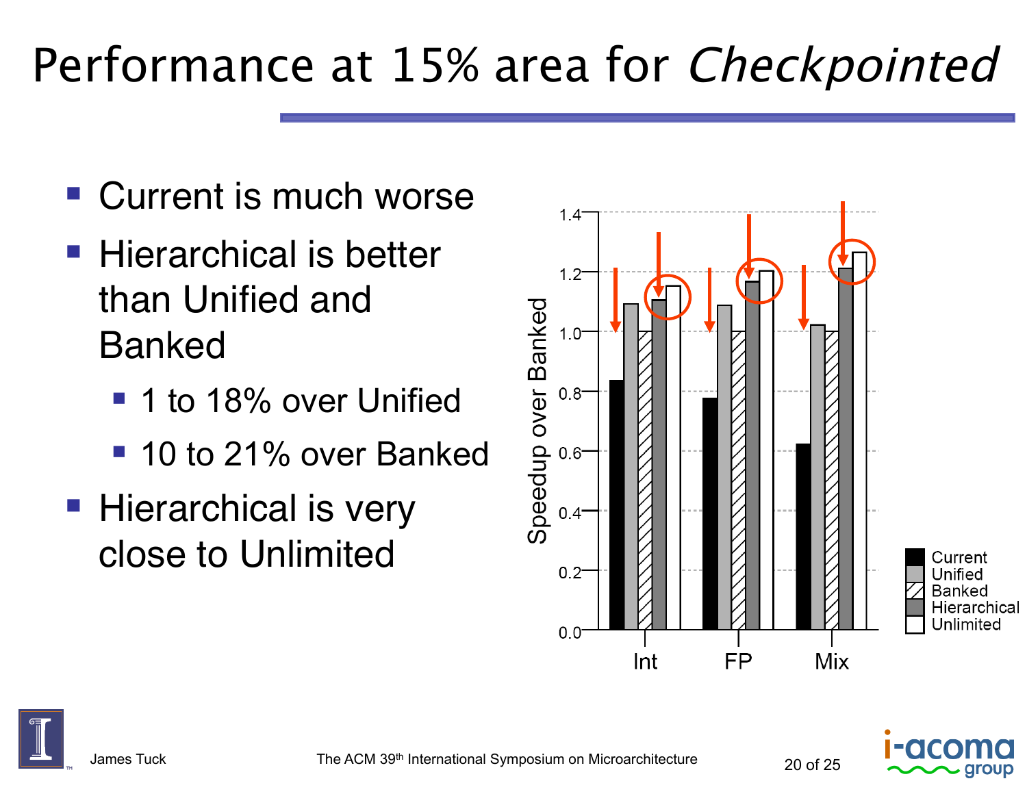# Performance at 15% area for *Checkpointed*

- Current is much worse
- Hierarchical is better than Unified and Banked
  - 1 to 18% over Unified
  - 10 to 21% over Banked
- Hierarchical is very close to Unlimited

Speedup over Banked

| | Current | Unified | Banked | Hierarchical | Unlimited |
|---|---|---|---|---|---|
| Int | ~0.83 | ~1.09 | 1.0 | ~1.10 | ~1.15 |
| FP | ~0.77 | ~1.08 | 1.0 | ~1.16 | ~1.20 |
| Mix | ~0.62 | ~1.02 | 1.0 | ~1.21 | ~1.26 |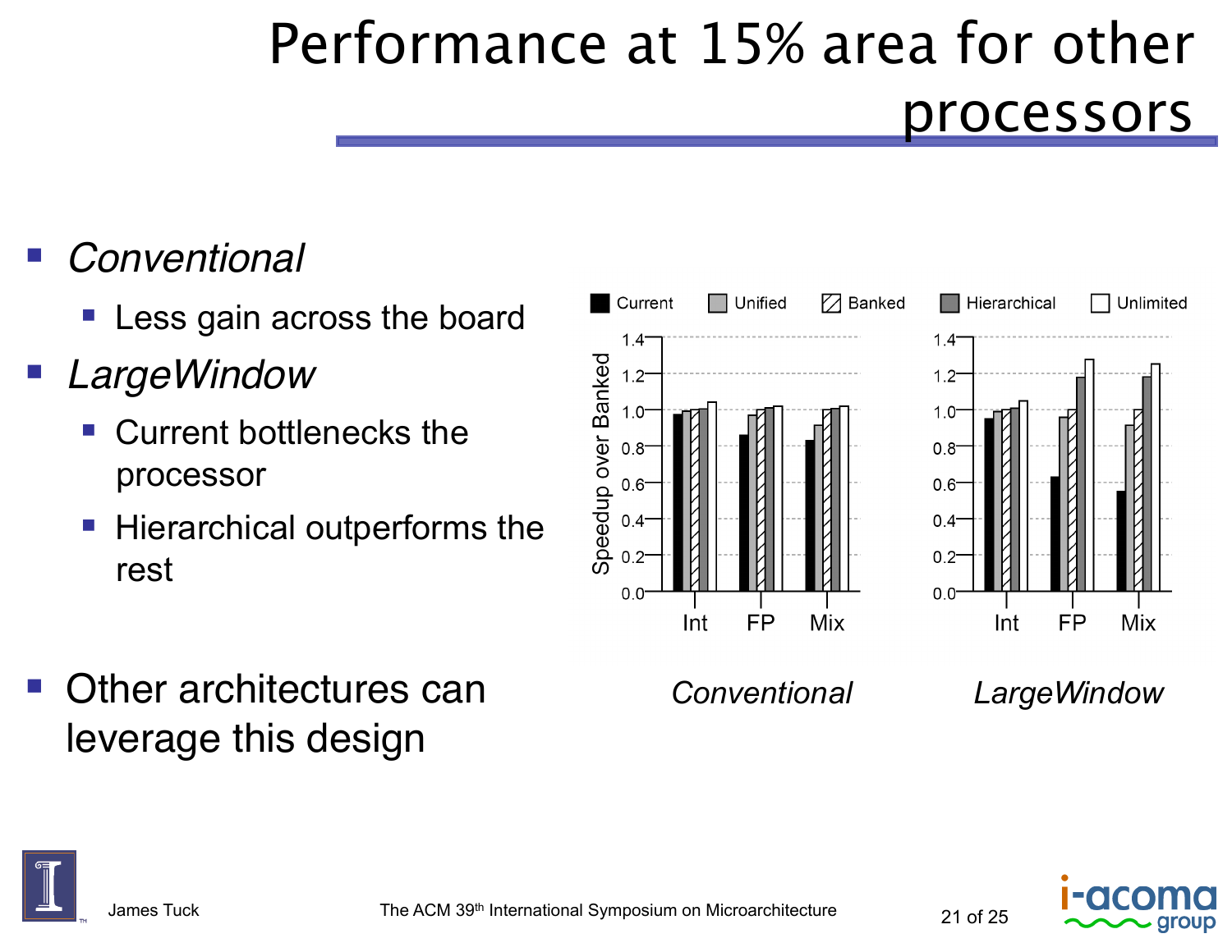# Performance at 15% area for other processors

- *Conventional*
  - Less gain across the board
- *LargeWindow*
  - Current bottlenecks the processor
  - Hierarchical outperforms the rest
- Other architectures can leverage this design

*Conventional* | *LargeWindow*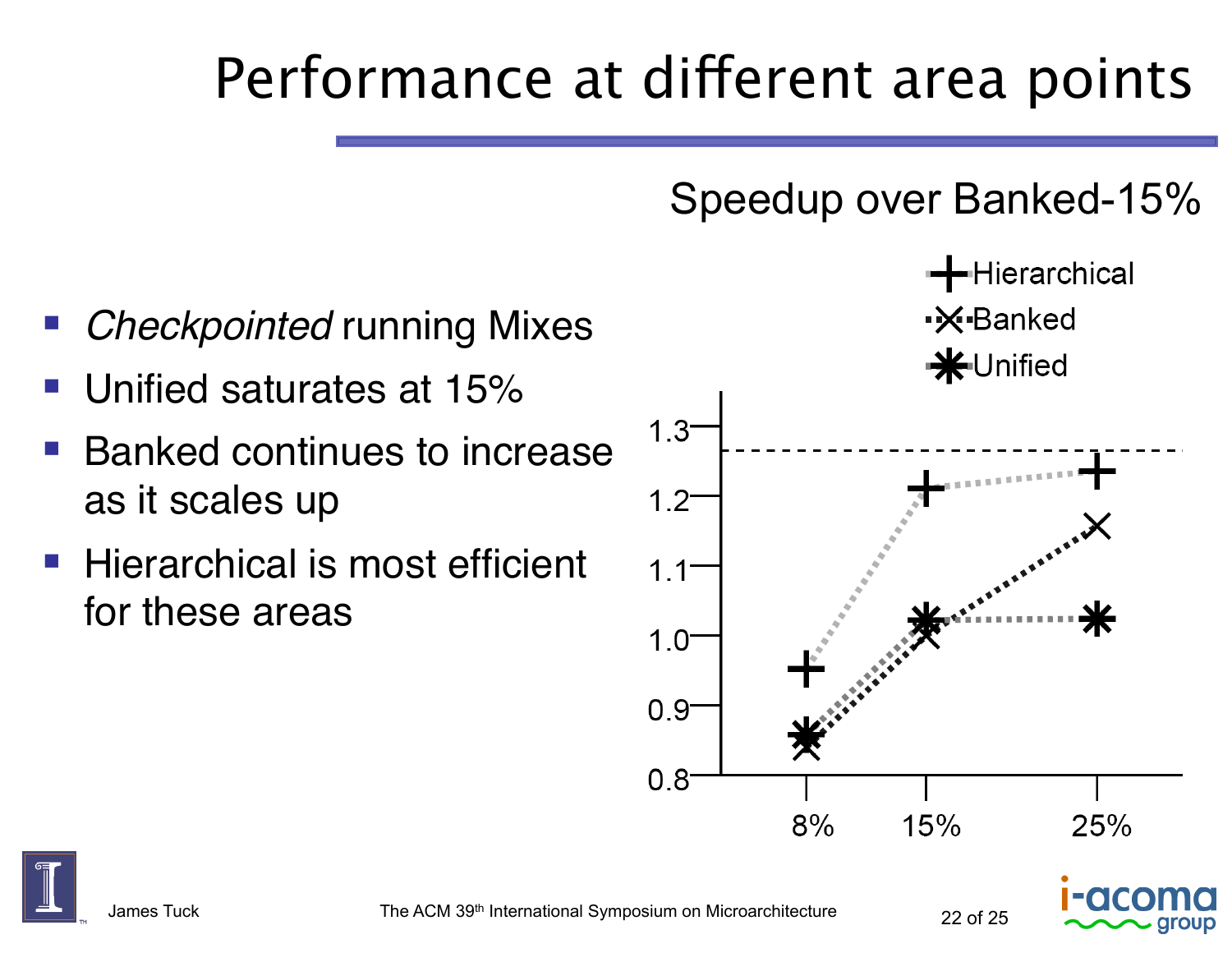# Performance at different area points

- *Checkpointed* running Mixes
- Unified saturates at 15%
- Banked continues to increase as it scales up
- Hierarchical is most efficient for these areas

Speedup over Banked-15%

| Area | Hierarchical | Banked | Unified |
|---|---|---|---|
| 8% | 0.95 | 0.84 | 0.86 |
| 15% | 1.21 | 1.00 | 1.02 |
| 25% | 1.23 | 1.15 | 1.02 |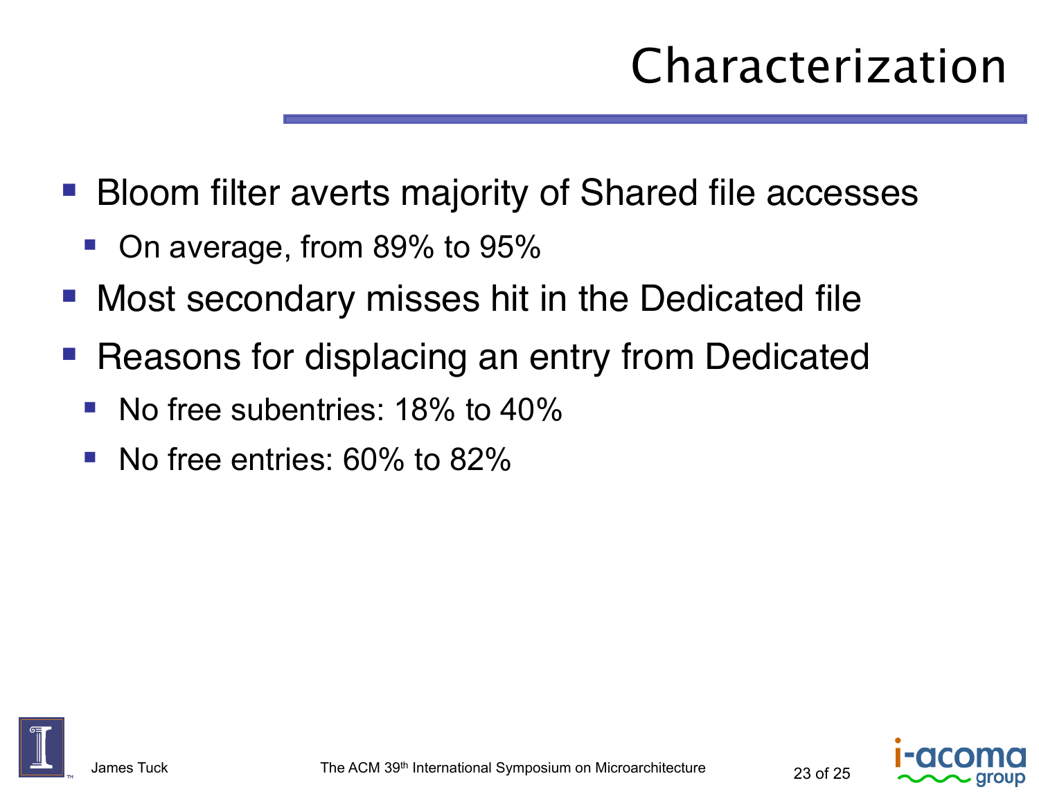# Characterization

- Bloom filter averts majority of Shared file accesses
  - On average, from 89% to 95%
- Most secondary misses hit in the Dedicated file
- Reasons for displacing an entry from Dedicated
  - No free subentries: 18% to 40%
  - No free entries: 60% to 82%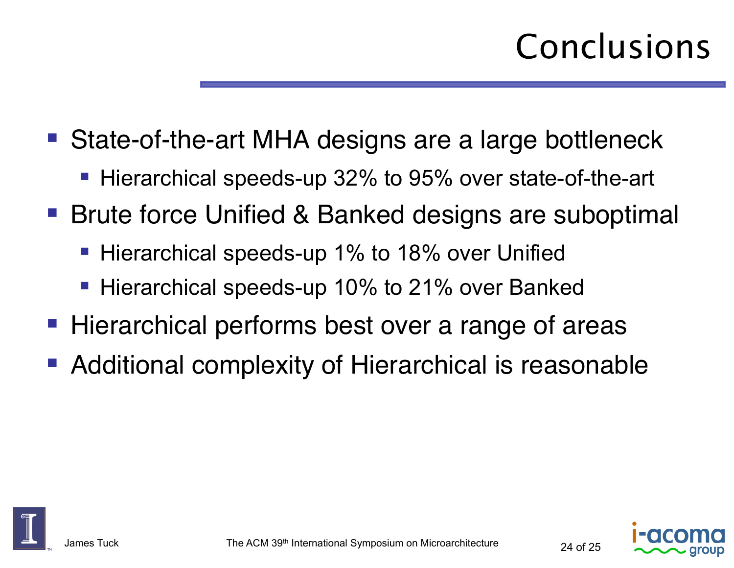# Conclusions

- State-of-the-art MHA designs are a large bottleneck
  - Hierarchical speeds-up 32% to 95% over state-of-the-art
- Brute force Unified & Banked designs are suboptimal
  - Hierarchical speeds-up 1% to 18% over Unified
  - Hierarchical speeds-up 10% to 21% over Banked
- Hierarchical performs best over a range of areas
- Additional complexity of Hierarchical is reasonable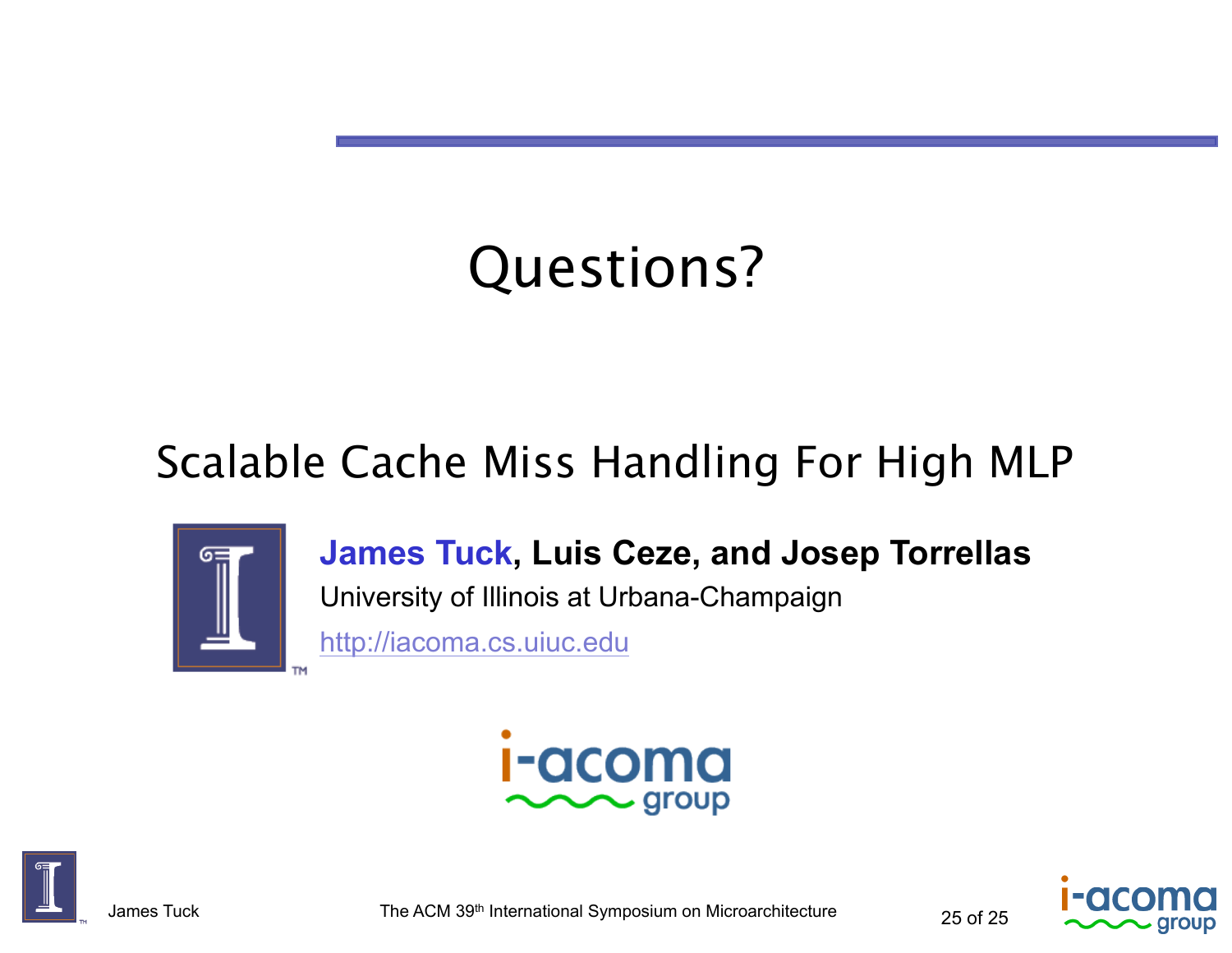# Questions?

## Scalable Cache Miss Handling For High MLP

**James Tuck, Luis Ceze, and Josep Torrellas**

University of Illinois at Urbana-Champaign

http://iacoma.cs.uiuc.edu

i-acoma group